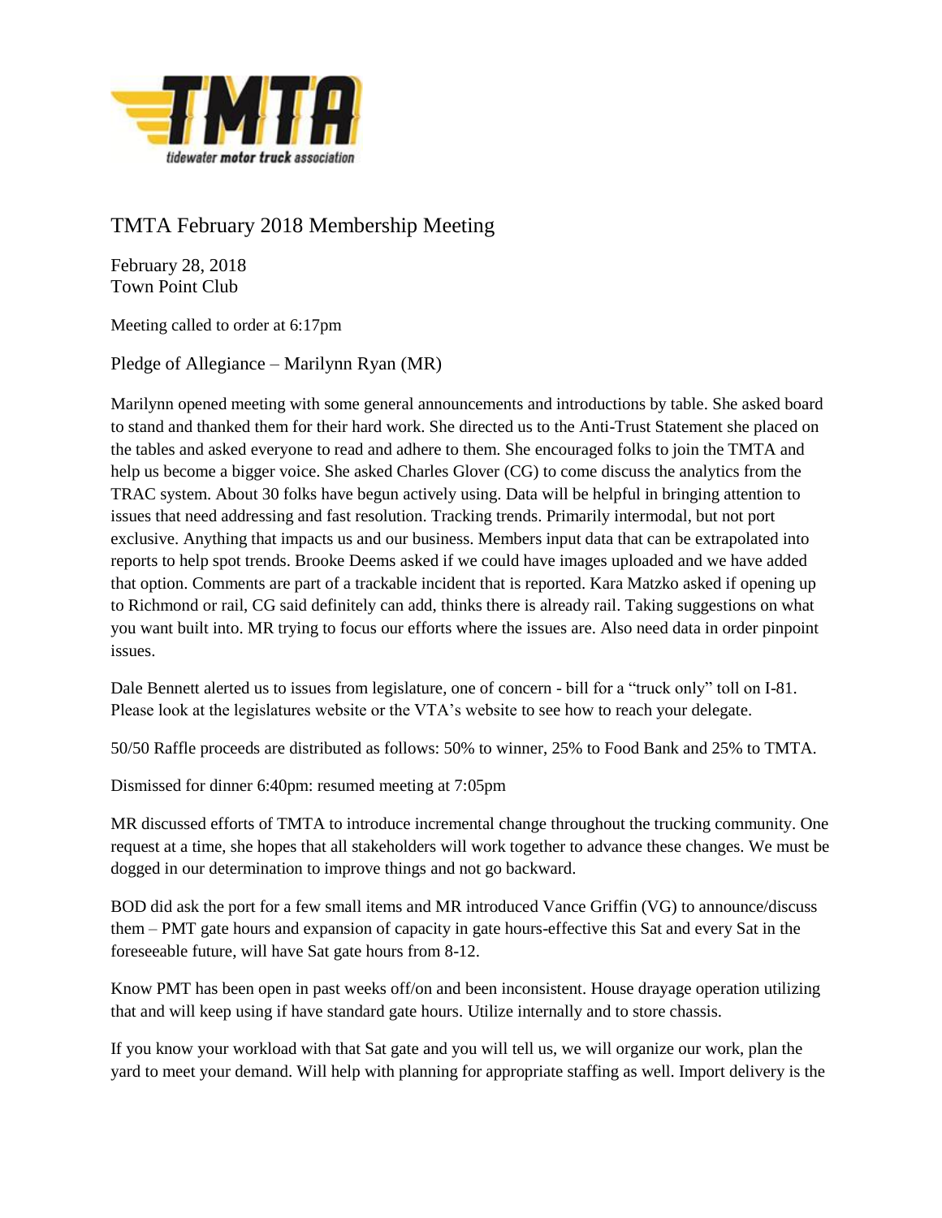# TMTA February 2018 Membership Meeting

February 28, 2018
Town Point Club

Meeting called to order at 6:17pm

Pledge of Allegiance – Marilynn Ryan (MR)

Marilynn opened meeting with some general announcements and introductions by table. She asked board to stand and thanked them for their hard work. She directed us to the Anti-Trust Statement she placed on the tables and asked everyone to read and adhere to them. She encouraged folks to join the TMTA and help us become a bigger voice. She asked Charles Glover (CG) to come discuss the analytics from the TRAC system. About 30 folks have begun actively using. Data will be helpful in bringing attention to issues that need addressing and fast resolution. Tracking trends. Primarily intermodal, but not port exclusive. Anything that impacts us and our business. Members input data that can be extrapolated into reports to help spot trends. Brooke Deems asked if we could have images uploaded and we have added that option. Comments are part of a trackable incident that is reported. Kara Matzko asked if opening up to Richmond or rail, CG said definitely can add, thinks there is already rail. Taking suggestions on what you want built into. MR trying to focus our efforts where the issues are. Also need data in order pinpoint issues.

Dale Bennett alerted us to issues from legislature, one of concern - bill for a "truck only" toll on I-81. Please look at the legislatures website or the VTA's website to see how to reach your delegate.

50/50 Raffle proceeds are distributed as follows: 50% to winner, 25% to Food Bank and 25% to TMTA.

Dismissed for dinner 6:40pm: resumed meeting at 7:05pm

MR discussed efforts of TMTA to introduce incremental change throughout the trucking community. One request at a time, she hopes that all stakeholders will work together to advance these changes. We must be dogged in our determination to improve things and not go backward.

BOD did ask the port for a few small items and MR introduced Vance Griffin (VG) to announce/discuss them – PMT gate hours and expansion of capacity in gate hours-effective this Sat and every Sat in the foreseeable future, will have Sat gate hours from 8-12.

Know PMT has been open in past weeks off/on and been inconsistent. House drayage operation utilizing that and will keep using if have standard gate hours. Utilize internally and to store chassis.

If you know your workload with that Sat gate and you will tell us, we will organize our work, plan the yard to meet your demand. Will help with planning for appropriate staffing as well. Import delivery is the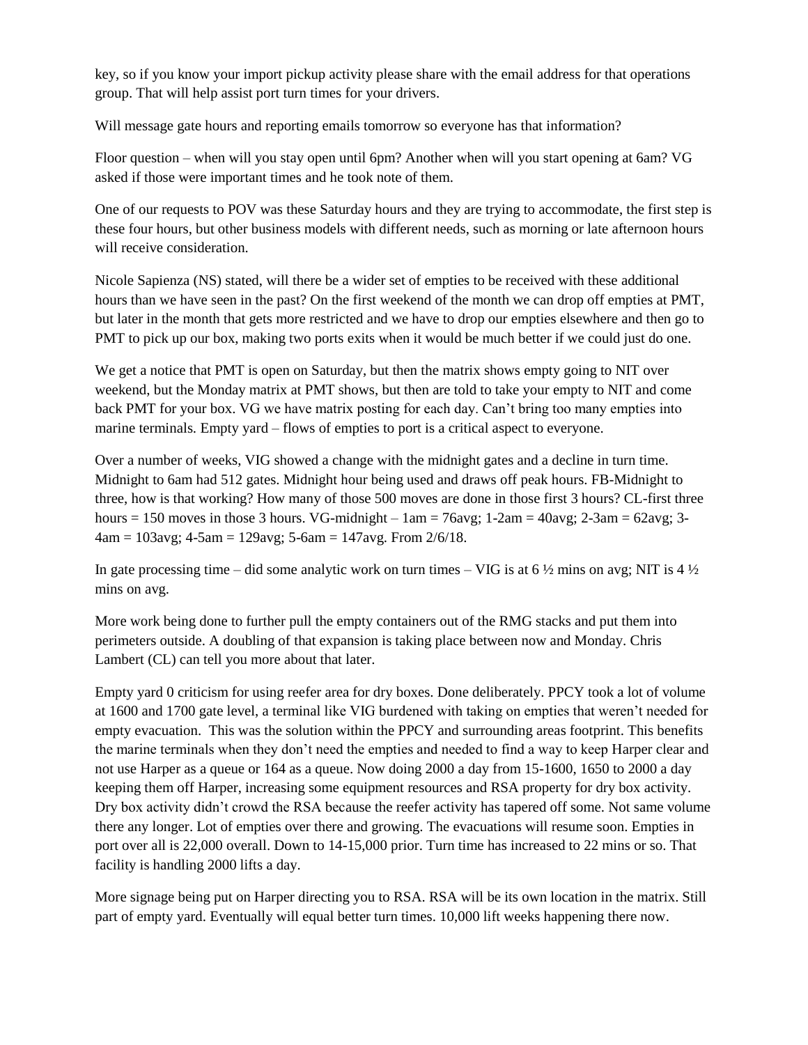key, so if you know your import pickup activity please share with the email address for that operations group. That will help assist port turn times for your drivers.

Will message gate hours and reporting emails tomorrow so everyone has that information?

Floor question – when will you stay open until 6pm? Another when will you start opening at 6am? VG asked if those were important times and he took note of them.

One of our requests to POV was these Saturday hours and they are trying to accommodate, the first step is these four hours, but other business models with different needs, such as morning or late afternoon hours will receive consideration.

Nicole Sapienza (NS) stated, will there be a wider set of empties to be received with these additional hours than we have seen in the past? On the first weekend of the month we can drop off empties at PMT, but later in the month that gets more restricted and we have to drop our empties elsewhere and then go to PMT to pick up our box, making two ports exits when it would be much better if we could just do one.

We get a notice that PMT is open on Saturday, but then the matrix shows empty going to NIT over weekend, but the Monday matrix at PMT shows, but then are told to take your empty to NIT and come back PMT for your box. VG we have matrix posting for each day. Can't bring too many empties into marine terminals. Empty yard – flows of empties to port is a critical aspect to everyone.

Over a number of weeks, VIG showed a change with the midnight gates and a decline in turn time. Midnight to 6am had 512 gates. Midnight hour being used and draws off peak hours. FB-Midnight to three, how is that working? How many of those 500 moves are done in those first 3 hours? CL-first three hours = 150 moves in those 3 hours. VG-midnight – 1am = 76avg; 1-2am = 40avg; 2-3am = 62avg; 3-4am = 103avg; 4-5am = 129avg; 5-6am = 147avg. From 2/6/18.

In gate processing time – did some analytic work on turn times – VIG is at 6 ½ mins on avg; NIT is 4 ½ mins on avg.

More work being done to further pull the empty containers out of the RMG stacks and put them into perimeters outside. A doubling of that expansion is taking place between now and Monday. Chris Lambert (CL) can tell you more about that later.

Empty yard 0 criticism for using reefer area for dry boxes. Done deliberately. PPCY took a lot of volume at 1600 and 1700 gate level, a terminal like VIG burdened with taking on empties that weren't needed for empty evacuation. This was the solution within the PPCY and surrounding areas footprint. This benefits the marine terminals when they don't need the empties and needed to find a way to keep Harper clear and not use Harper as a queue or 164 as a queue. Now doing 2000 a day from 15-1600, 1650 to 2000 a day keeping them off Harper, increasing some equipment resources and RSA property for dry box activity. Dry box activity didn't crowd the RSA because the reefer activity has tapered off some. Not same volume there any longer. Lot of empties over there and growing. The evacuations will resume soon. Empties in port over all is 22,000 overall. Down to 14-15,000 prior. Turn time has increased to 22 mins or so. That facility is handling 2000 lifts a day.

More signage being put on Harper directing you to RSA. RSA will be its own location in the matrix. Still part of empty yard. Eventually will equal better turn times. 10,000 lift weeks happening there now.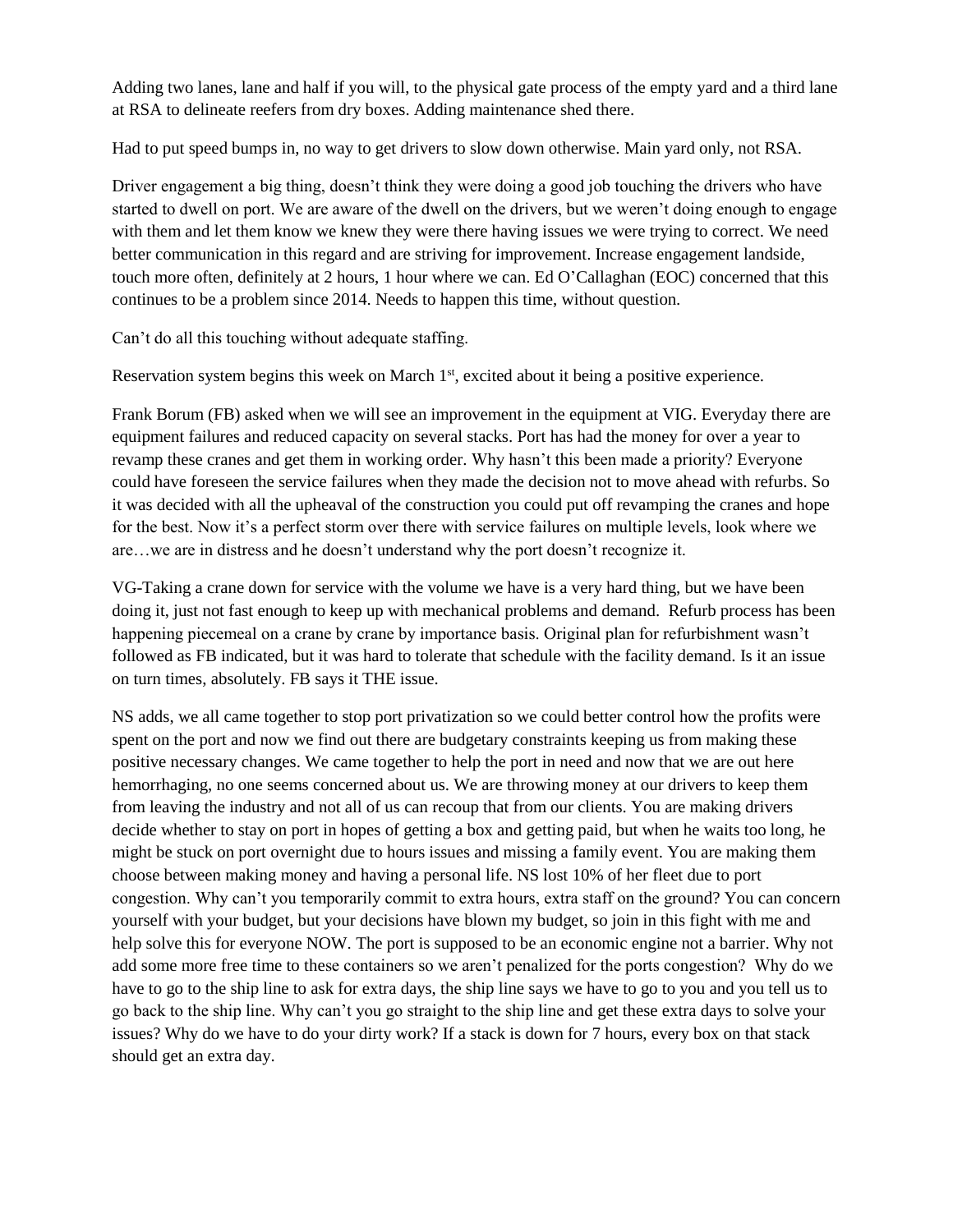Adding two lanes, lane and half if you will, to the physical gate process of the empty yard and a third lane at RSA to delineate reefers from dry boxes. Adding maintenance shed there.

Had to put speed bumps in, no way to get drivers to slow down otherwise. Main yard only, not RSA.

Driver engagement a big thing, doesn't think they were doing a good job touching the drivers who have started to dwell on port. We are aware of the dwell on the drivers, but we weren't doing enough to engage with them and let them know we knew they were there having issues we were trying to correct. We need better communication in this regard and are striving for improvement. Increase engagement landside, touch more often, definitely at 2 hours, 1 hour where we can. Ed O'Callaghan (EOC) concerned that this continues to be a problem since 2014. Needs to happen this time, without question.

Can't do all this touching without adequate staffing.

Reservation system begins this week on March 1st, excited about it being a positive experience.

Frank Borum (FB) asked when we will see an improvement in the equipment at VIG. Everyday there are equipment failures and reduced capacity on several stacks. Port has had the money for over a year to revamp these cranes and get them in working order. Why hasn't this been made a priority? Everyone could have foreseen the service failures when they made the decision not to move ahead with refurbs. So it was decided with all the upheaval of the construction you could put off revamping the cranes and hope for the best. Now it's a perfect storm over there with service failures on multiple levels, look where we are…we are in distress and he doesn't understand why the port doesn't recognize it.

VG-Taking a crane down for service with the volume we have is a very hard thing, but we have been doing it, just not fast enough to keep up with mechanical problems and demand. Refurb process has been happening piecemeal on a crane by crane by importance basis. Original plan for refurbishment wasn't followed as FB indicated, but it was hard to tolerate that schedule with the facility demand. Is it an issue on turn times, absolutely. FB says it THE issue.

NS adds, we all came together to stop port privatization so we could better control how the profits were spent on the port and now we find out there are budgetary constraints keeping us from making these positive necessary changes. We came together to help the port in need and now that we are out here hemorrhaging, no one seems concerned about us. We are throwing money at our drivers to keep them from leaving the industry and not all of us can recoup that from our clients. You are making drivers decide whether to stay on port in hopes of getting a box and getting paid, but when he waits too long, he might be stuck on port overnight due to hours issues and missing a family event. You are making them choose between making money and having a personal life. NS lost 10% of her fleet due to port congestion. Why can't you temporarily commit to extra hours, extra staff on the ground? You can concern yourself with your budget, but your decisions have blown my budget, so join in this fight with me and help solve this for everyone NOW. The port is supposed to be an economic engine not a barrier. Why not add some more free time to these containers so we aren't penalized for the ports congestion? Why do we have to go to the ship line to ask for extra days, the ship line says we have to go to you and you tell us to go back to the ship line. Why can't you go straight to the ship line and get these extra days to solve your issues? Why do we have to do your dirty work? If a stack is down for 7 hours, every box on that stack should get an extra day.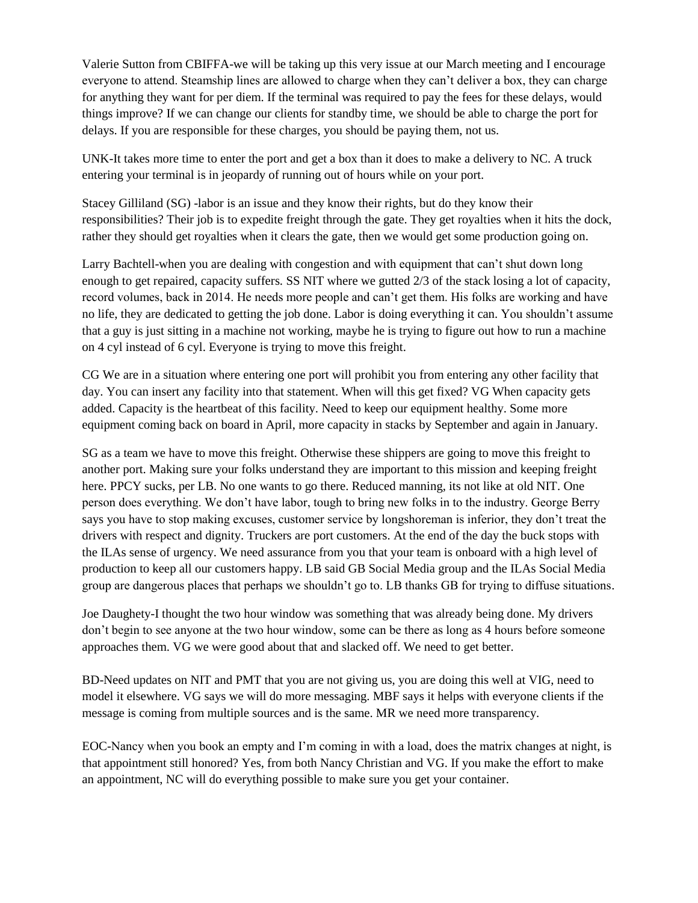Valerie Sutton from CBIFFA-we will be taking up this very issue at our March meeting and I encourage everyone to attend. Steamship lines are allowed to charge when they can't deliver a box, they can charge for anything they want for per diem. If the terminal was required to pay the fees for these delays, would things improve? If we can change our clients for standby time, we should be able to charge the port for delays. If you are responsible for these charges, you should be paying them, not us.

UNK-It takes more time to enter the port and get a box than it does to make a delivery to NC. A truck entering your terminal is in jeopardy of running out of hours while on your port.

Stacey Gilliland (SG) -labor is an issue and they know their rights, but do they know their responsibilities? Their job is to expedite freight through the gate. They get royalties when it hits the dock, rather they should get royalties when it clears the gate, then we would get some production going on.

Larry Bachtell-when you are dealing with congestion and with equipment that can't shut down long enough to get repaired, capacity suffers. SS NIT where we gutted 2/3 of the stack losing a lot of capacity, record volumes, back in 2014. He needs more people and can't get them. His folks are working and have no life, they are dedicated to getting the job done. Labor is doing everything it can. You shouldn't assume that a guy is just sitting in a machine not working, maybe he is trying to figure out how to run a machine on 4 cyl instead of 6 cyl. Everyone is trying to move this freight.

CG We are in a situation where entering one port will prohibit you from entering any other facility that day. You can insert any facility into that statement. When will this get fixed? VG When capacity gets added. Capacity is the heartbeat of this facility. Need to keep our equipment healthy. Some more equipment coming back on board in April, more capacity in stacks by September and again in January.

SG as a team we have to move this freight. Otherwise these shippers are going to move this freight to another port. Making sure your folks understand they are important to this mission and keeping freight here. PPCY sucks, per LB. No one wants to go there. Reduced manning, its not like at old NIT. One person does everything. We don't have labor, tough to bring new folks in to the industry. George Berry says you have to stop making excuses, customer service by longshoreman is inferior, they don't treat the drivers with respect and dignity. Truckers are port customers. At the end of the day the buck stops with the ILAs sense of urgency. We need assurance from you that your team is onboard with a high level of production to keep all our customers happy. LB said GB Social Media group and the ILAs Social Media group are dangerous places that perhaps we shouldn't go to. LB thanks GB for trying to diffuse situations.

Joe Daughety-I thought the two hour window was something that was already being done. My drivers don't begin to see anyone at the two hour window, some can be there as long as 4 hours before someone approaches them. VG we were good about that and slacked off. We need to get better.

BD-Need updates on NIT and PMT that you are not giving us, you are doing this well at VIG, need to model it elsewhere. VG says we will do more messaging. MBF says it helps with everyone clients if the message is coming from multiple sources and is the same. MR we need more transparency.

EOC-Nancy when you book an empty and I'm coming in with a load, does the matrix changes at night, is that appointment still honored? Yes, from both Nancy Christian and VG. If you make the effort to make an appointment, NC will do everything possible to make sure you get your container.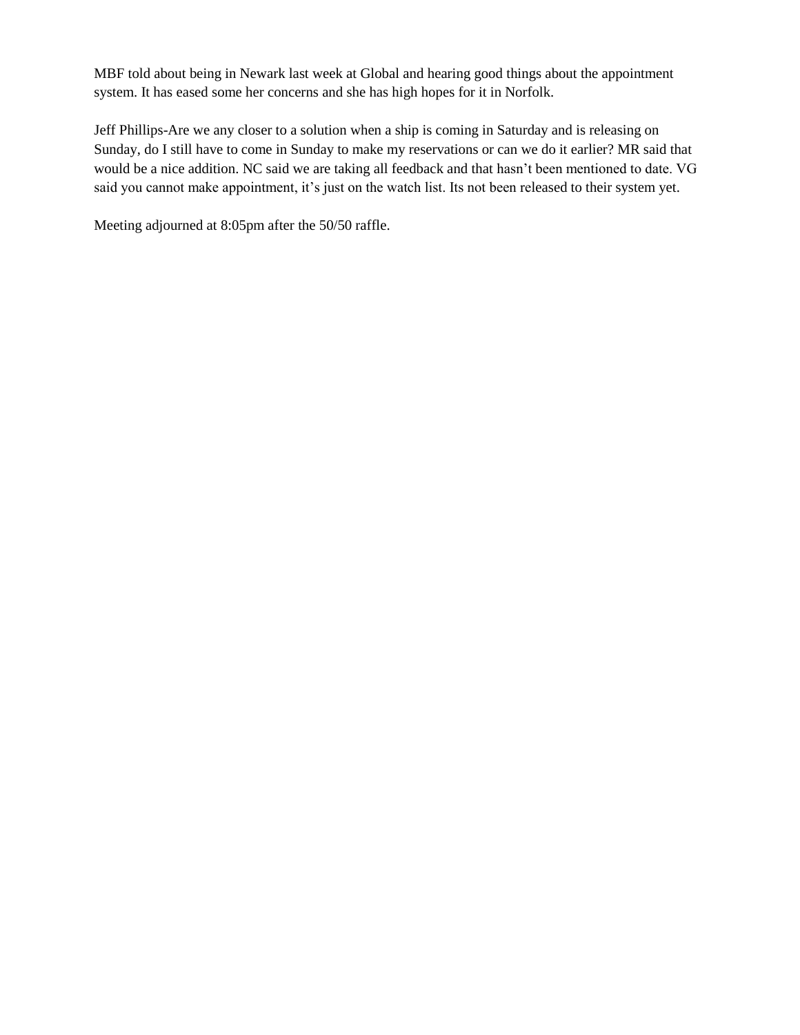MBF told about being in Newark last week at Global and hearing good things about the appointment system. It has eased some her concerns and she has high hopes for it in Norfolk.

Jeff Phillips-Are we any closer to a solution when a ship is coming in Saturday and is releasing on Sunday, do I still have to come in Sunday to make my reservations or can we do it earlier? MR said that would be a nice addition. NC said we are taking all feedback and that hasn't been mentioned to date. VG said you cannot make appointment, it's just on the watch list. Its not been released to their system yet.

Meeting adjourned at 8:05pm after the 50/50 raffle.